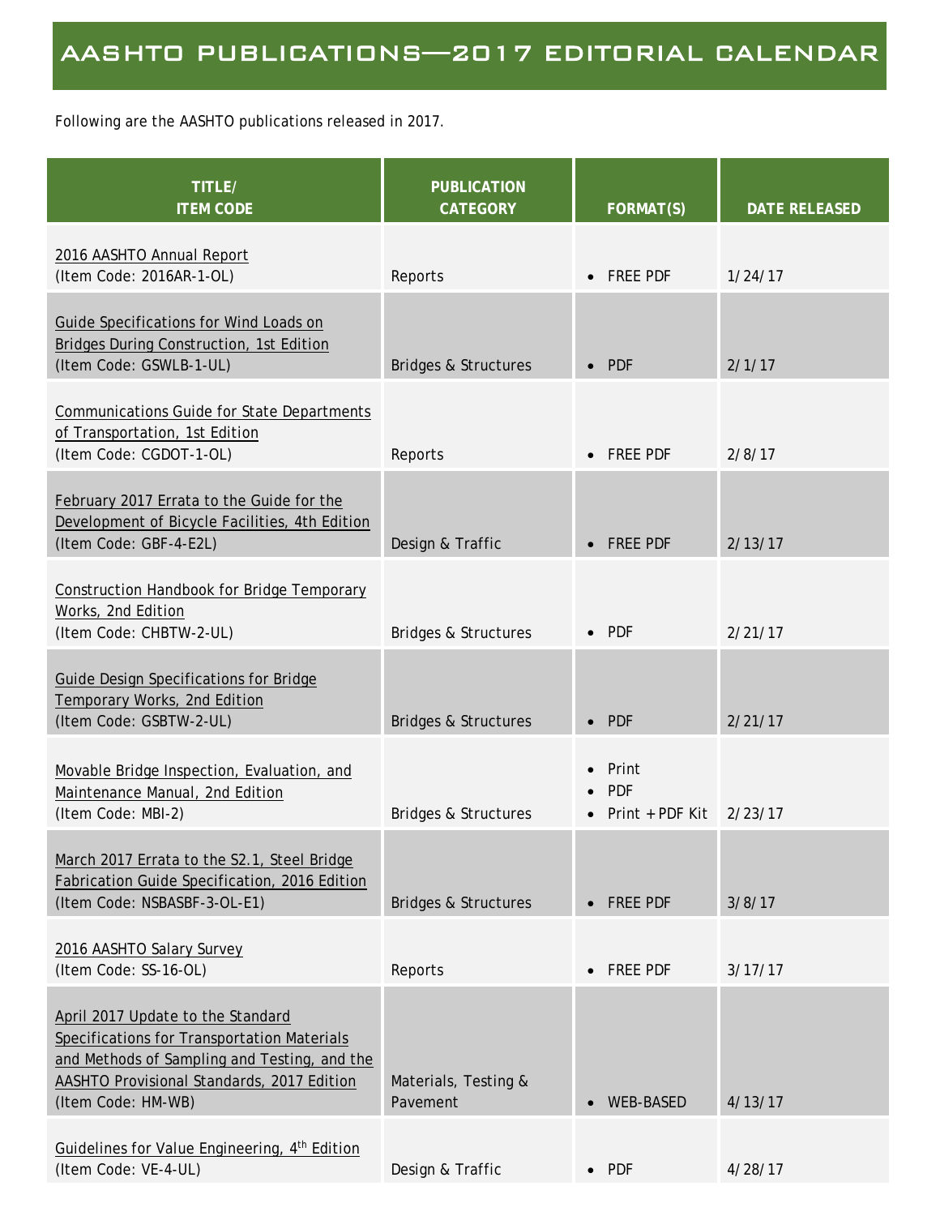# AASHTO PUBLICATIONS—2017 EDITORIAL CALENDAR

Following are the AASHTO publications released in 2017.

| TITLE/ ITEM CODE | PUBLICATION CATEGORY | FORMAT(S) | DATE RELEASED |
|---|---|---|---|
| 2016 AASHTO Annual Report (Item Code: 2016AR-1-OL) | Reports | • FREE PDF | 1/24/17 |
| Guide Specifications for Wind Loads on Bridges During Construction, 1st Edition (Item Code: GSWLB-1-UL) | Bridges & Structures | • PDF | 2/1/17 |
| Communications Guide for State Departments of Transportation, 1st Edition (Item Code: CGDOT-1-OL) | Reports | • FREE PDF | 2/8/17 |
| February 2017 Errata to the Guide for the Development of Bicycle Facilities, 4th Edition (Item Code: GBF-4-E2L) | Design & Traffic | • FREE PDF | 2/13/17 |
| Construction Handbook for Bridge Temporary Works, 2nd Edition (Item Code: CHBTW-2-UL) | Bridges & Structures | • PDF | 2/21/17 |
| Guide Design Specifications for Bridge Temporary Works, 2nd Edition (Item Code: GSBTW-2-UL) | Bridges & Structures | • PDF | 2/21/17 |
| Movable Bridge Inspection, Evaluation, and Maintenance Manual, 2nd Edition (Item Code: MBI-2) | Bridges & Structures | • Print<br>• PDF<br>• Print + PDF Kit | 2/23/17 |
| March 2017 Errata to the S2.1, Steel Bridge Fabrication Guide Specification, 2016 Edition (Item Code: NSBASBF-3-OL-E1) | Bridges & Structures | • FREE PDF | 3/8/17 |
| 2016 AASHTO Salary Survey (Item Code: SS-16-OL) | Reports | • FREE PDF | 3/17/17 |
| April 2017 Update to the Standard Specifications for Transportation Materials and Methods of Sampling and Testing, and the AASHTO Provisional Standards, 2017 Edition (Item Code: HM-WB) | Materials, Testing & Pavement | • WEB-BASED | 4/13/17 |
| Guidelines for Value Engineering, 4th Edition (Item Code: VE-4-UL) | Design & Traffic | • PDF | 4/28/17 |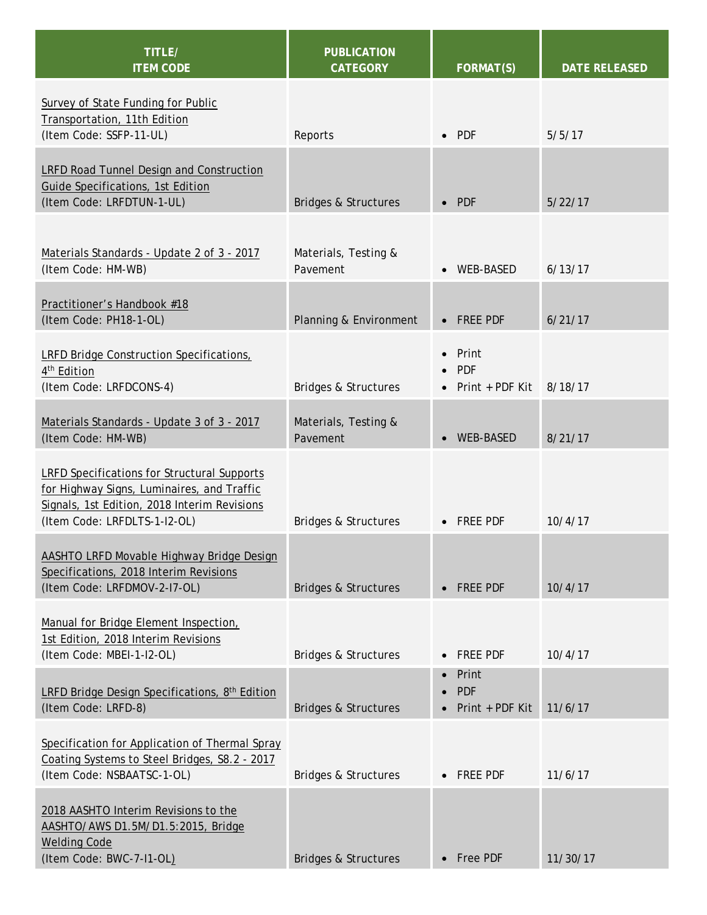| TITLE/ ITEM CODE | PUBLICATION CATEGORY | FORMAT(S) | DATE RELEASED |
| --- | --- | --- | --- |
| Survey of State Funding for Public Transportation, 11th Edition (Item Code: SSFP-11-UL) | Reports | • PDF | 5/5/17 |
| LRFD Road Tunnel Design and Construction Guide Specifications, 1st Edition (Item Code: LRFDTUN-1-UL) | Bridges & Structures | • PDF | 5/22/17 |
| Materials Standards - Update 2 of 3 - 2017 (Item Code: HM-WB) | Materials, Testing & Pavement | • WEB-BASED | 6/13/17 |
| Practitioner's Handbook #18 (Item Code: PH18-1-OL) | Planning & Environment | • FREE PDF | 6/21/17 |
| LRFD Bridge Construction Specifications, 4th Edition (Item Code: LRFDCONS-4) | Bridges & Structures | • Print • PDF • Print + PDF Kit | 8/18/17 |
| Materials Standards - Update 3 of 3 - 2017 (Item Code: HM-WB) | Materials, Testing & Pavement | • WEB-BASED | 8/21/17 |
| LRFD Specifications for Structural Supports for Highway Signs, Luminaires, and Traffic Signals, 1st Edition, 2018 Interim Revisions (Item Code: LRFDLTS-1-I2-OL) | Bridges & Structures | • FREE PDF | 10/4/17 |
| AASHTO LRFD Movable Highway Bridge Design Specifications, 2018 Interim Revisions (Item Code: LRFDMOV-2-I7-OL) | Bridges & Structures | • FREE PDF | 10/4/17 |
| Manual for Bridge Element Inspection, 1st Edition, 2018 Interim Revisions (Item Code: MBEI-1-I2-OL) | Bridges & Structures | • FREE PDF | 10/4/17 |
| LRFD Bridge Design Specifications, 8th Edition (Item Code: LRFD-8) | Bridges & Structures | • Print • PDF • Print + PDF Kit | 11/6/17 |
| Specification for Application of Thermal Spray Coating Systems to Steel Bridges, S8.2 - 2017 (Item Code: NSBAATSC-1-OL) | Bridges & Structures | • FREE PDF | 11/6/17 |
| 2018 AASHTO Interim Revisions to the AASHTO/AWS D1.5M/D1.5:2015, Bridge Welding Code (Item Code: BWC-7-I1-OL) | Bridges & Structures | • Free PDF | 11/30/17 |